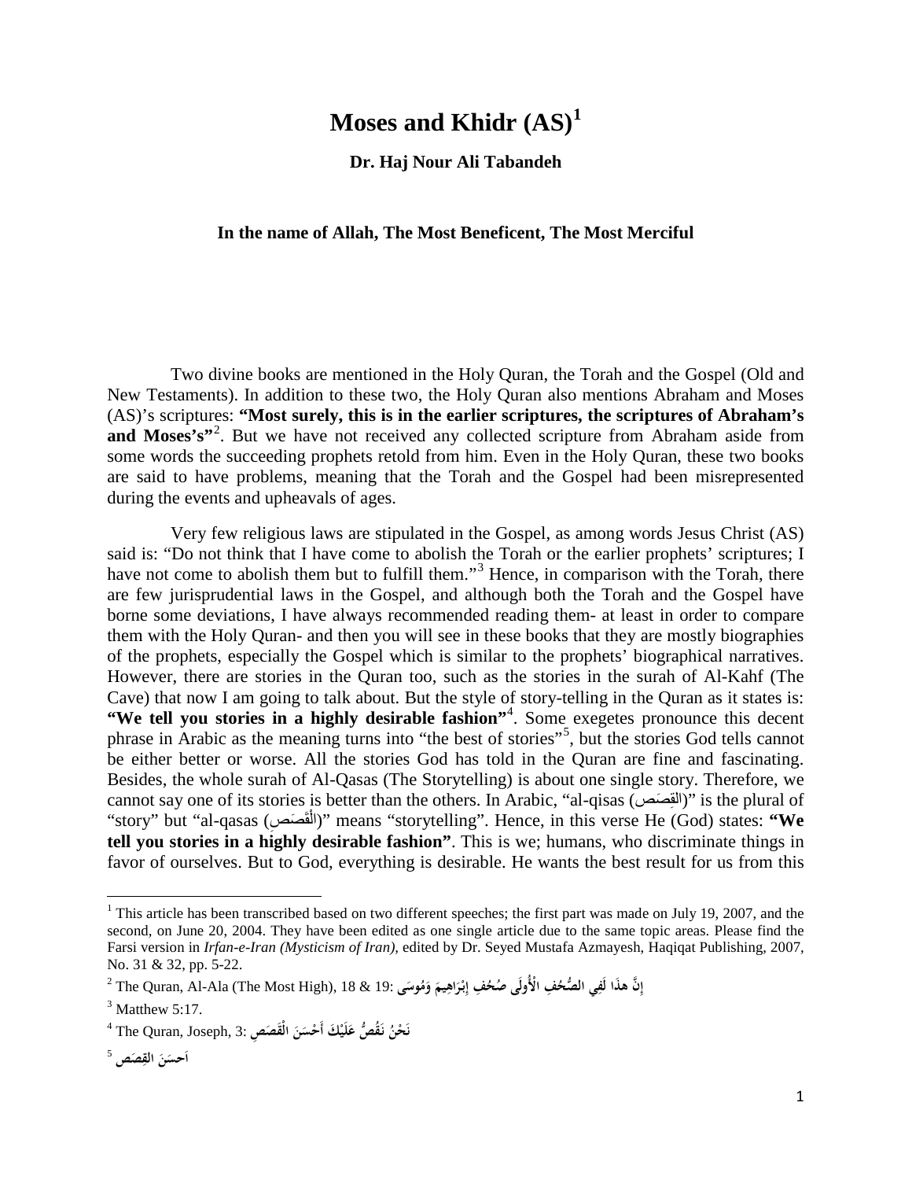# Moses and Khidr (AS)[1]

**Dr. Haj Nour Ali Tabandeh**

**In the name of Allah, The Most Beneficent, The Most Merciful**

Two divine books are mentioned in the Holy Quran, the Torah and the Gospel (Old and New Testaments). In addition to these two, the Holy Quran also mentions Abraham and Moses (AS)'s scriptures: **"Most surely, this is in the earlier scriptures, the scriptures of Abraham's and Moses's"**[2]. But we have not received any collected scripture from Abraham aside from some words the succeeding prophets retold from him. Even in the Holy Quran, these two books are said to have problems, meaning that the Torah and the Gospel had been misrepresented during the events and upheavals of ages.

Very few religious laws are stipulated in the Gospel, as among words Jesus Christ (AS) said is: "Do not think that I have come to abolish the Torah or the earlier prophets' scriptures; I have not come to abolish them but to fulfill them."[3] Hence, in comparison with the Torah, there are few jurisprudential laws in the Gospel, and although both the Torah and the Gospel have borne some deviations, I have always recommended reading them- at least in order to compare them with the Holy Quran- and then you will see in these books that they are mostly biographies of the prophets, especially the Gospel which is similar to the prophets' biographical narratives. However, there are stories in the Quran too, such as the stories in the surah of Al-Kahf (The Cave) that now I am going to talk about. But the style of story-telling in the Quran as it states is: **"We tell you stories in a highly desirable fashion"**[4]. Some exegetes pronounce this decent phrase in Arabic as the meaning turns into "the best of stories"[5], but the stories God tells cannot be either better or worse. All the stories God has told in the Quran are fine and fascinating. Besides, the whole surah of Al-Qasas (The Storytelling) is about one single story. Therefore, we cannot say one of its stories is better than the others. In Arabic, "al-qisas (القِصَص)" is the plural of "story" but "al-qasas (الْقَصَصِ)" means "storytelling". Hence, in this verse He (God) states: **"We tell you stories in a highly desirable fashion"**. This is we; humans, who discriminate things in favor of ourselves. But to God, everything is desirable. He wants the best result for us from this

---

[1] This article has been transcribed based on two different speeches; the first part was made on July 19, 2007, and the second, on June 20, 2004. They have been edited as one single article due to the same topic areas. Please find the Farsi version in *Irfan-e-Iran (Mysticism of Iran)*, edited by Dr. Seyed Mustafa Azmayesh, Haqiqat Publishing, 2007, No. 31 & 32, pp. 5-22.

[2] The Quran, Al-Ala (The Most High), 18 & 19: **إِنَّ هذَا لَفِي الصُّحُفِ الْأُولَى صُحُفِ إِبْرَاهِيمَ وَمُوسَى**

[3] Matthew 5:17.

[4] The Quran, Joseph, 3: **نَحْنُ نَقُصُّ عَلَيْكَ أَحْسَنَ الْقَصَصِ**

[5] **اَحسَنَ القِصَص**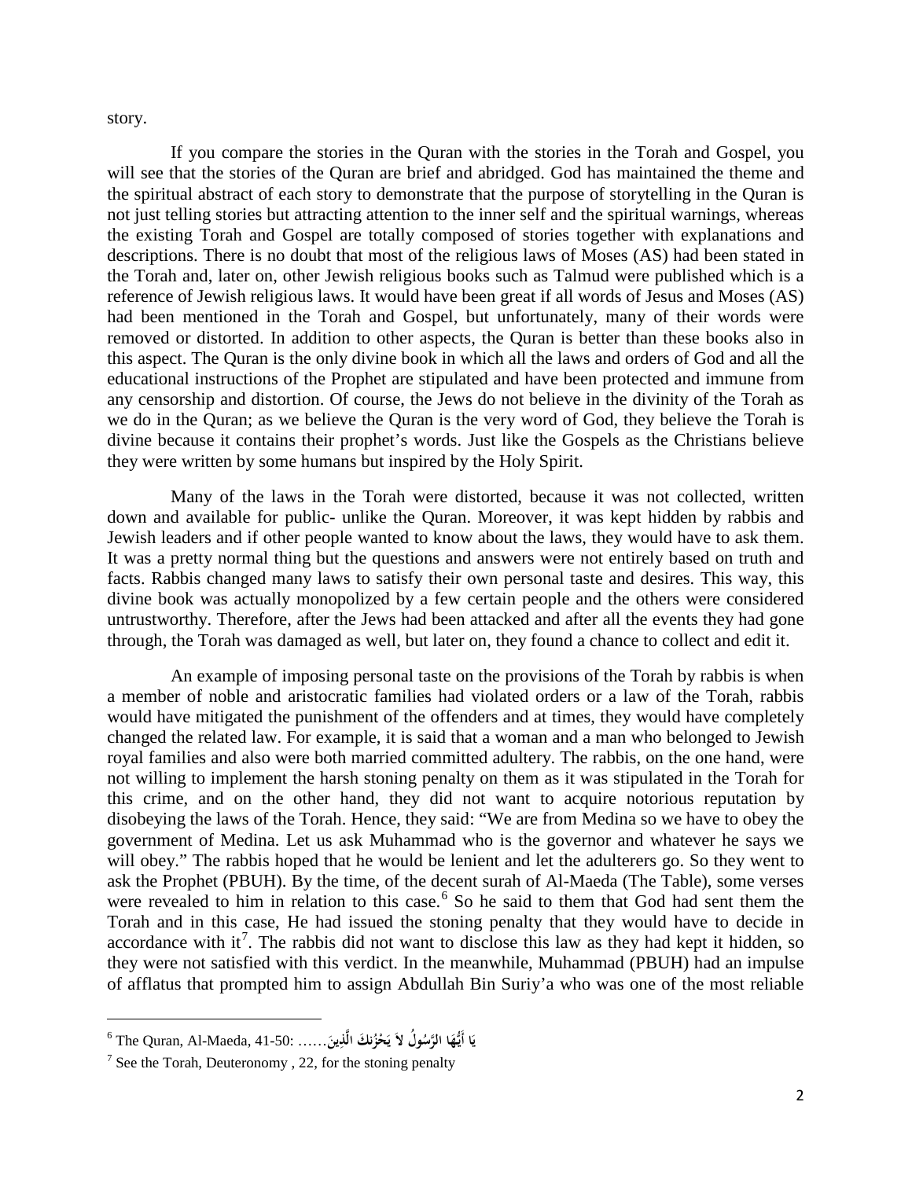story.

If you compare the stories in the Quran with the stories in the Torah and Gospel, you will see that the stories of the Quran are brief and abridged. God has maintained the theme and the spiritual abstract of each story to demonstrate that the purpose of storytelling in the Quran is not just telling stories but attracting attention to the inner self and the spiritual warnings, whereas the existing Torah and Gospel are totally composed of stories together with explanations and descriptions. There is no doubt that most of the religious laws of Moses (AS) had been stated in the Torah and, later on, other Jewish religious books such as Talmud were published which is a reference of Jewish religious laws. It would have been great if all words of Jesus and Moses (AS) had been mentioned in the Torah and Gospel, but unfortunately, many of their words were removed or distorted. In addition to other aspects, the Quran is better than these books also in this aspect. The Quran is the only divine book in which all the laws and orders of God and all the educational instructions of the Prophet are stipulated and have been protected and immune from any censorship and distortion. Of course, the Jews do not believe in the divinity of the Torah as we do in the Quran; as we believe the Quran is the very word of God, they believe the Torah is divine because it contains their prophet's words. Just like the Gospels as the Christians believe they were written by some humans but inspired by the Holy Spirit.

Many of the laws in the Torah were distorted, because it was not collected, written down and available for public- unlike the Quran. Moreover, it was kept hidden by rabbis and Jewish leaders and if other people wanted to know about the laws, they would have to ask them. It was a pretty normal thing but the questions and answers were not entirely based on truth and facts. Rabbis changed many laws to satisfy their own personal taste and desires. This way, this divine book was actually monopolized by a few certain people and the others were considered untrustworthy. Therefore, after the Jews had been attacked and after all the events they had gone through, the Torah was damaged as well, but later on, they found a chance to collect and edit it.

An example of imposing personal taste on the provisions of the Torah by rabbis is when a member of noble and aristocratic families had violated orders or a law of the Torah, rabbis would have mitigated the punishment of the offenders and at times, they would have completely changed the related law. For example, it is said that a woman and a man who belonged to Jewish royal families and also were both married committed adultery. The rabbis, on the one hand, were not willing to implement the harsh stoning penalty on them as it was stipulated in the Torah for this crime, and on the other hand, they did not want to acquire notorious reputation by disobeying the laws of the Torah. Hence, they said: "We are from Medina so we have to obey the government of Medina. Let us ask Muhammad who is the governor and whatever he says we will obey." The rabbis hoped that he would be lenient and let the adulterers go. So they went to ask the Prophet (PBUH). By the time, of the decent surah of Al-Maeda (The Table), some verses were revealed to him in relation to this case.[6] So he said to them that God had sent them the Torah and in this case, He had issued the stoning penalty that they would have to decide in accordance with it[7]. The rabbis did not want to disclose this law as they had kept it hidden, so they were not satisfied with this verdict. In the meanwhile, Muhammad (PBUH) had an impulse of afflatus that prompted him to assign Abdullah Bin Suriy'a who was one of the most reliable

---

[6] The Quran, Al-Maeda, 41-50: يَا أَيُّهَا الرَّسُولُ لاَ يَحْزُنكَ الَّذِينَ......

[7] See the Torah, Deuteronomy , 22, for the stoning penalty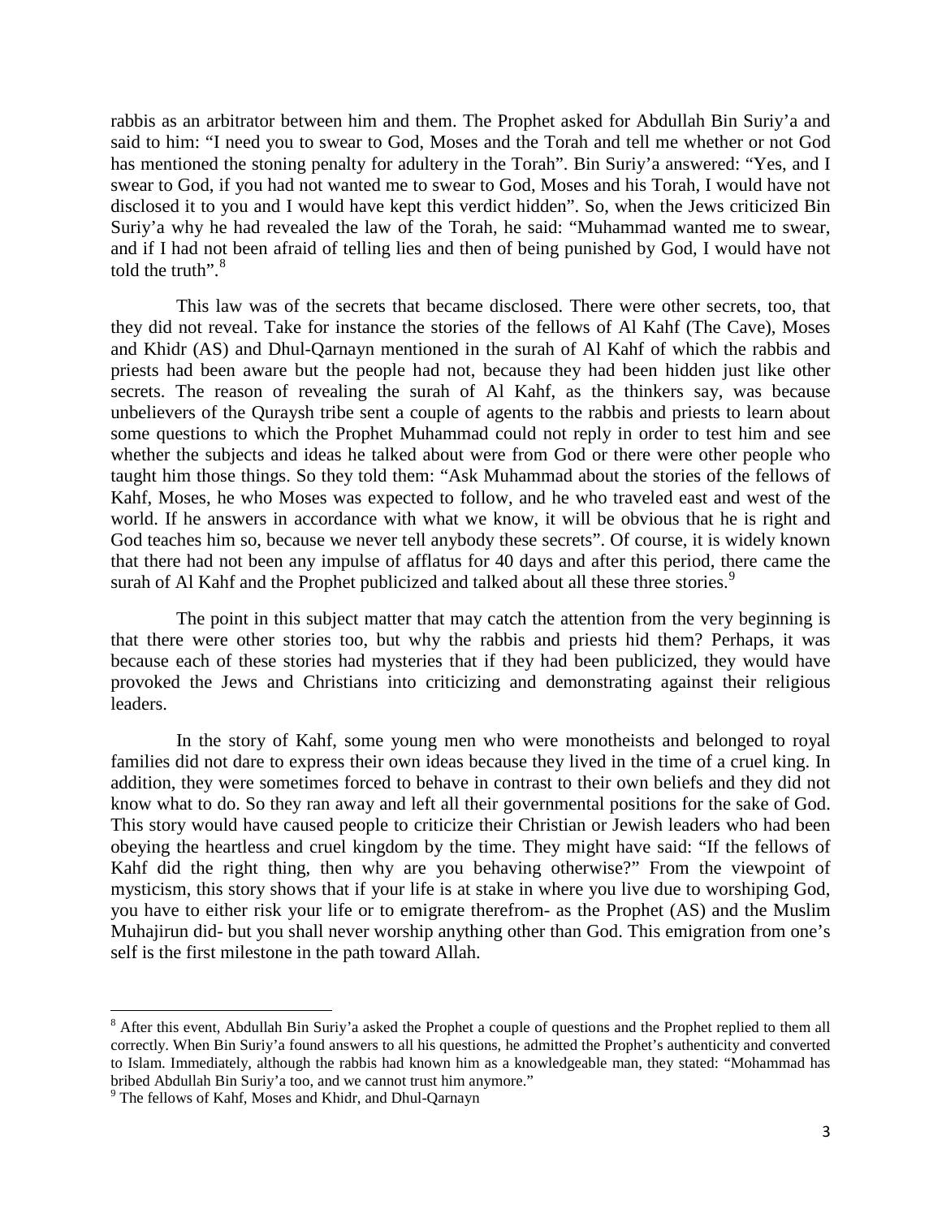rabbis as an arbitrator between him and them. The Prophet asked for Abdullah Bin Suriy'a and said to him: "I need you to swear to God, Moses and the Torah and tell me whether or not God has mentioned the stoning penalty for adultery in the Torah". Bin Suriy'a answered: "Yes, and I swear to God, if you had not wanted me to swear to God, Moses and his Torah, I would have not disclosed it to you and I would have kept this verdict hidden". So, when the Jews criticized Bin Suriy'a why he had revealed the law of the Torah, he said: "Muhammad wanted me to swear, and if I had not been afraid of telling lies and then of being punished by God, I would have not told the truth".[8]

This law was of the secrets that became disclosed. There were other secrets, too, that they did not reveal. Take for instance the stories of the fellows of Al Kahf (The Cave), Moses and Khidr (AS) and Dhul-Qarnayn mentioned in the surah of Al Kahf of which the rabbis and priests had been aware but the people had not, because they had been hidden just like other secrets. The reason of revealing the surah of Al Kahf, as the thinkers say, was because unbelievers of the Quraysh tribe sent a couple of agents to the rabbis and priests to learn about some questions to which the Prophet Muhammad could not reply in order to test him and see whether the subjects and ideas he talked about were from God or there were other people who taught him those things. So they told them: "Ask Muhammad about the stories of the fellows of Kahf, Moses, he who Moses was expected to follow, and he who traveled east and west of the world. If he answers in accordance with what we know, it will be obvious that he is right and God teaches him so, because we never tell anybody these secrets". Of course, it is widely known that there had not been any impulse of afflatus for 40 days and after this period, there came the surah of Al Kahf and the Prophet publicized and talked about all these three stories.[9]

The point in this subject matter that may catch the attention from the very beginning is that there were other stories too, but why the rabbis and priests hid them? Perhaps, it was because each of these stories had mysteries that if they had been publicized, they would have provoked the Jews and Christians into criticizing and demonstrating against their religious leaders.

In the story of Kahf, some young men who were monotheists and belonged to royal families did not dare to express their own ideas because they lived in the time of a cruel king. In addition, they were sometimes forced to behave in contrast to their own beliefs and they did not know what to do. So they ran away and left all their governmental positions for the sake of God. This story would have caused people to criticize their Christian or Jewish leaders who had been obeying the heartless and cruel kingdom by the time. They might have said: "If the fellows of Kahf did the right thing, then why are you behaving otherwise?" From the viewpoint of mysticism, this story shows that if your life is at stake in where you live due to worshiping God, you have to either risk your life or to emigrate therefrom- as the Prophet (AS) and the Muslim Muhajirun did- but you shall never worship anything other than God. This emigration from one's self is the first milestone in the path toward Allah.

---

[8] After this event, Abdullah Bin Suriy'a asked the Prophet a couple of questions and the Prophet replied to them all correctly. When Bin Suriy'a found answers to all his questions, he admitted the Prophet's authenticity and converted to Islam. Immediately, although the rabbis had known him as a knowledgeable man, they stated: "Mohammad has bribed Abdullah Bin Suriy'a too, and we cannot trust him anymore."

[9] The fellows of Kahf, Moses and Khidr, and Dhul-Qarnayn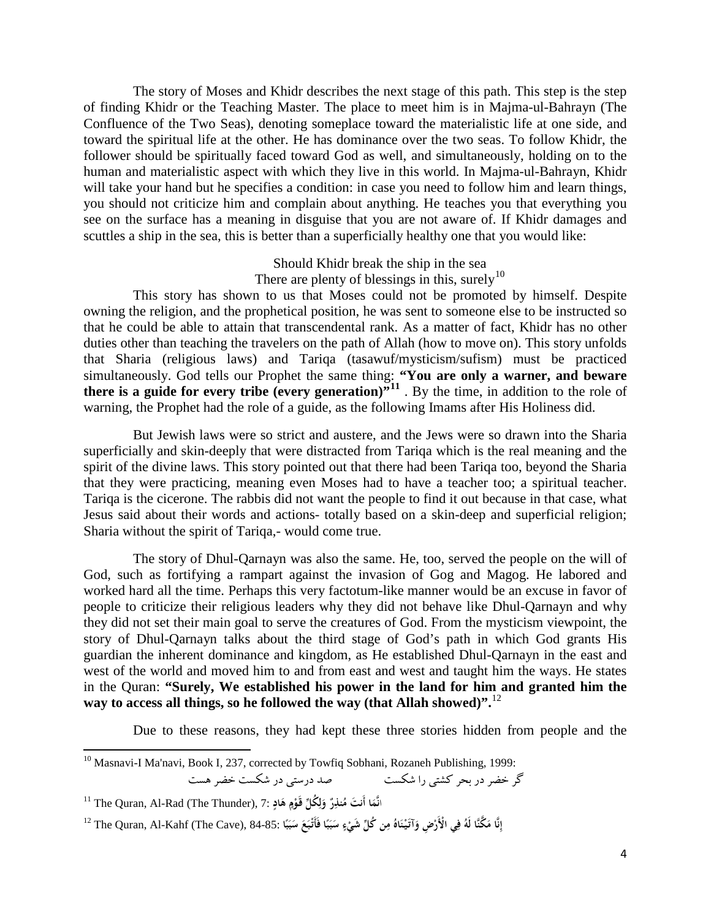The story of Moses and Khidr describes the next stage of this path. This step is the step of finding Khidr or the Teaching Master. The place to meet him is in Majma-ul-Bahrayn (The Confluence of the Two Seas), denoting someplace toward the materialistic life at one side, and toward the spiritual life at the other. He has dominance over the two seas. To follow Khidr, the follower should be spiritually faced toward God as well, and simultaneously, holding on to the human and materialistic aspect with which they live in this world. In Majma-ul-Bahrayn, Khidr will take your hand but he specifies a condition: in case you need to follow him and learn things, you should not criticize him and complain about anything. He teaches you that everything you see on the surface has a meaning in disguise that you are not aware of. If Khidr damages and scuttles a ship in the sea, this is better than a superficially healthy one that you would like:

Should Khidr break the ship in the sea
There are plenty of blessings in this, surely[10]

This story has shown to us that Moses could not be promoted by himself. Despite owning the religion, and the prophetical position, he was sent to someone else to be instructed so that he could be able to attain that transcendental rank. As a matter of fact, Khidr has no other duties other than teaching the travelers on the path of Allah (how to move on). This story unfolds that Sharia (religious laws) and Tariqa (tasawuf/mysticism/sufism) must be practiced simultaneously. God tells our Prophet the same thing: **"You are only a warner, and beware there is a guide for every tribe (every generation)"[11]** . By the time, in addition to the role of warning, the Prophet had the role of a guide, as the following Imams after His Holiness did.

But Jewish laws were so strict and austere, and the Jews were so drawn into the Sharia superficially and skin-deeply that were distracted from Tariqa which is the real meaning and the spirit of the divine laws. This story pointed out that there had been Tariqa too, beyond the Sharia that they were practicing, meaning even Moses had to have a teacher too; a spiritual teacher. Tariqa is the cicerone. The rabbis did not want the people to find it out because in that case, what Jesus said about their words and actions- totally based on a skin-deep and superficial religion; Sharia without the spirit of Tariqa,- would come true.

The story of Dhul-Qarnayn was also the same. He, too, served the people on the will of God, such as fortifying a rampart against the invasion of Gog and Magog. He labored and worked hard all the time. Perhaps this very factotum-like manner would be an excuse in favor of people to criticize their religious leaders why they did not behave like Dhul-Qarnayn and why they did not set their main goal to serve the creatures of God. From the mysticism viewpoint, the story of Dhul-Qarnayn talks about the third stage of God's path in which God grants His guardian the inherent dominance and kingdom, as He established Dhul-Qarnayn in the east and west of the world and moved him to and from east and west and taught him the ways. He states in the Quran: **"Surely, We established his power in the land for him and granted him the way to access all things, so he followed the way (that Allah showed)".**[12]

Due to these reasons, they had kept these three stories hidden from people and the

---

[10] Masnavi-I Ma'navi, Book I, 237, corrected by Towfiq Sobhani, Rozaneh Publishing, 1999:
گر خضر در بحر کشتی را شکست        صد درستی در شکست خضر هست

[11] The Quran, Al-Rad (The Thunder), 7: انَّمَا أَنتَ مُنذِرٌ وَلِكُلِّ قَوْمٍ هَادٍ

[12] The Quran, Al-Kahf (The Cave), 84-85: إِنَّا مَكَّنَّا لَهُ فِي الْأَرْضِ وَآتَيْنَاهُ مِن كُلِّ شَيْءٍ سَبَبًا فَأَتْبَعَ سَبَبًا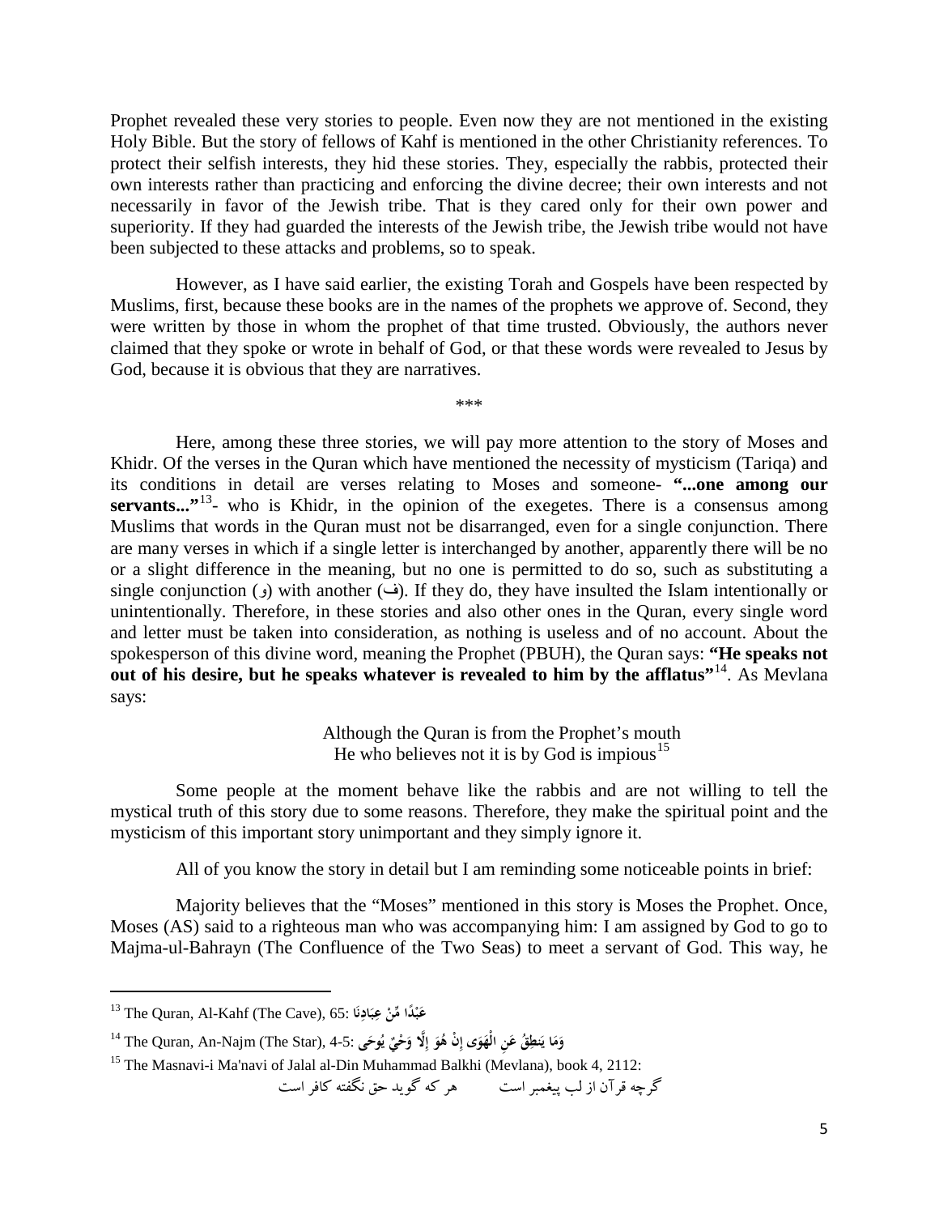Prophet revealed these very stories to people. Even now they are not mentioned in the existing Holy Bible. But the story of fellows of Kahf is mentioned in the other Christianity references. To protect their selfish interests, they hid these stories. They, especially the rabbis, protected their own interests rather than practicing and enforcing the divine decree; their own interests and not necessarily in favor of the Jewish tribe. That is they cared only for their own power and superiority. If they had guarded the interests of the Jewish tribe, the Jewish tribe would not have been subjected to these attacks and problems, so to speak.

However, as I have said earlier, the existing Torah and Gospels have been respected by Muslims, first, because these books are in the names of the prophets we approve of. Second, they were written by those in whom the prophet of that time trusted. Obviously, the authors never claimed that they spoke or wrote in behalf of God, or that these words were revealed to Jesus by God, because it is obvious that they are narratives.

\*\*\*

Here, among these three stories, we will pay more attention to the story of Moses and Khidr. Of the verses in the Quran which have mentioned the necessity of mysticism (Tariqa) and its conditions in detail are verses relating to Moses and someone- **"...one among our servants..."**[13]- who is Khidr, in the opinion of the exegetes. There is a consensus among Muslims that words in the Quran must not be disarranged, even for a single conjunction. There are many verses in which if a single letter is interchanged by another, apparently there will be no or a slight difference in the meaning, but no one is permitted to do so, such as substituting a single conjunction (و) with another (ف). If they do, they have insulted the Islam intentionally or unintentionally. Therefore, in these stories and also other ones in the Quran, every single word and letter must be taken into consideration, as nothing is useless and of no account. About the spokesperson of this divine word, meaning the Prophet (PBUH), the Quran says: **"He speaks not out of his desire, but he speaks whatever is revealed to him by the afflatus"**[14]. As Mevlana says:

> Although the Quran is from the Prophet's mouth
> He who believes not it is by God is impious[15]

Some people at the moment behave like the rabbis and are not willing to tell the mystical truth of this story due to some reasons. Therefore, they make the spiritual point and the mysticism of this important story unimportant and they simply ignore it.

All of you know the story in detail but I am reminding some noticeable points in brief:

Majority believes that the "Moses" mentioned in this story is Moses the Prophet. Once, Moses (AS) said to a righteous man who was accompanying him: I am assigned by God to go to Majma-ul-Bahrayn (The Confluence of the Two Seas) to meet a servant of God. This way, he

---

[13] The Quran, Al-Kahf (The Cave), 65: عَبْدًا مِّنْ عِبَادِنَا

[14] The Quran, An-Najm (The Star), 4-5: وَمَا يَنطِقُ عَنِ الْهَوَى إِنْ هُوَ إِلَّا وَحْيٌ يُوحَى

[15] The Masnavi-i Ma'navi of Jalal al-Din Muhammad Balkhi (Mevlana), book 4, 2112:
گرچه قرآن از لب پیغمبر است هر که گوید حق نگفته کافر است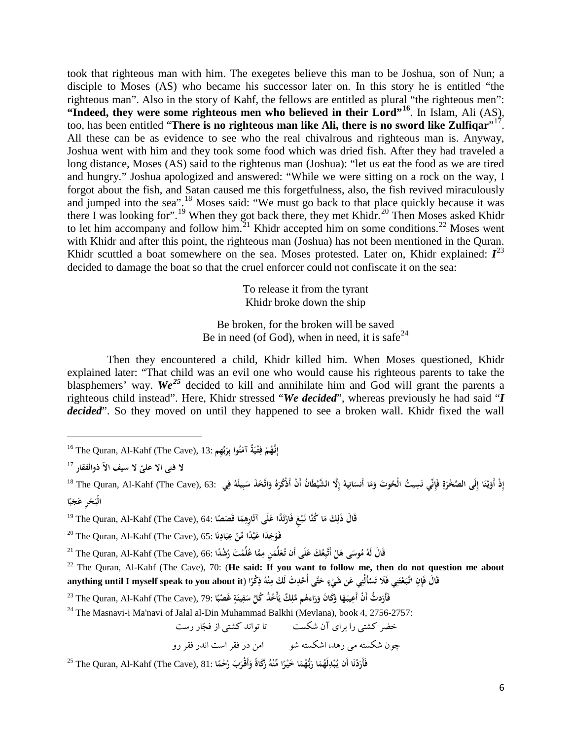took that righteous man with him. The exegetes believe this man to be Joshua, son of Nun; a disciple to Moses (AS) who became his successor later on. In this story he is entitled "the righteous man". Also in the story of Kahf, the fellows are entitled as plural "the righteous men": **"Indeed, they were some righteous men who believed in their Lord"[16]**. In Islam, Ali (AS), too, has been entitled "**There is no righteous man like Ali, there is no sword like Zulfiqar**"[17]. All these can be as evidence to see who the real chivalrous and righteous man is. Anyway, Joshua went with him and they took some food which was dried fish. After they had traveled a long distance, Moses (AS) said to the righteous man (Joshua): "let us eat the food as we are tired and hungry." Joshua apologized and answered: "While we were sitting on a rock on the way, I forgot about the fish, and Satan caused me this forgetfulness, also, the fish revived miraculously and jumped into the sea".[18] Moses said: "We must go back to that place quickly because it was there I was looking for".[19] When they got back there, they met Khidr.[20] Then Moses asked Khidr to let him accompany and follow him.[21] Khidr accepted him on some conditions.[22] Moses went with Khidr and after this point, the righteous man (Joshua) has not been mentioned in the Quran. Khidr scuttled a boat somewhere on the sea. Moses protested. Later on, Khidr explained: ***I***[23] decided to damage the boat so that the cruel enforcer could not confiscate it on the sea:

To release it from the tyrant
Khidr broke down the ship

Be broken, for the broken will be saved
Be in need (of God), when in need, it is safe[24]

Then they encountered a child, Khidr killed him. When Moses questioned, Khidr explained later: "That child was an evil one who would cause his righteous parents to take the blasphemers' way. ***We***[25] decided to kill and annihilate him and God will grant the parents a righteous child instead". Here, Khidr stressed "***We decided***", whereas previously he had said "***I decided***". So they moved on until they happened to see a broken wall. Khidr fixed the wall

---

[16] The Quran, Al-Kahf (The Cave), 13: **إِنَّهُمْ فِتْيَةٌ آمَنُوا بِرَبِّهِم**

[17] **لا فتی الا علیّ لا سیف الاّ ذوالفقار**

[18] The Quran, Al-Kahf (The Cave), 63: **إِذْ أَوَيْنَا إِلَى الصَّخْرَةِ فَإِنِّي نَسِيتُ الْحُوتَ وَمَا أَنسَانِيهُ إِلَّا الشَّيْطَانُ أَنْ أَذْكُرَهُ وَاتَّخَذَ سَبِيلَهُ فِي الْبَحْرِ عَجَبًا**

[19] The Quran, Al-Kahf (The Cave), 64: **قَالَ ذَٰلِكَ مَا كُنَّا نَبْغِ فَارْتَدَّا عَلَى آثَارِهِمَا قَصَصًا**

[20] The Quran, Al-Kahf (The Cave), 65: **فَوَجَدَا عَبْدًا مِّنْ عِبَادِنَا**

[21] The Quran, Al-Kahf (The Cave), 66: **قَالَ لَهُ مُوسَى هَلْ أَتَّبِعُكَ عَلَى أَن تُعَلِّمَنِ مِمَّا عُلِّمْتَ رُشْدًا**

[22] The Quran, Al-Kahf (The Cave), 70: (**He said: If you want to follow me, then do not question me about anything until I myself speak to you about it**) **قَالَ فَإِنِ اتَّبَعْتَنِي فَلَا تَسْأَلْنِي عَن شَيْءٍ حَتَّى أُحْدِثَ لَكَ مِنْهُ ذِكْرًا**

[23] The Quran, Al-Kahf (The Cave), 79: **فَأَرَدتُّ أَنْ أَعِيبَهَا وَكَانَ وَرَاءَهُم مَّلِكٌ يَأْخُذُ كُلَّ سَفِينَةٍ غَصْبًا**

[24] The Masnavi-i Ma'navi of Jalal al-Din Muhammad Balkhi (Mevlana), book 4, 2756-2757:

خضر کشتی را برای آن شکست &nbsp;&nbsp;&nbsp; تا تواند کشتی از فجّار رست

چون شکسته می رهد، اشکسته شو &nbsp;&nbsp;&nbsp; امن در فقر است اندر فقر رو

[25] The Quran, Al-Kahf (The Cave), 81: **فَأَرَدْنَا أَن يُبْدِلَهُمَا رَبُّهُمَا خَيْرًا مِّنْهُ زَكَاةً وَأَقْرَبَ رُحْمًا**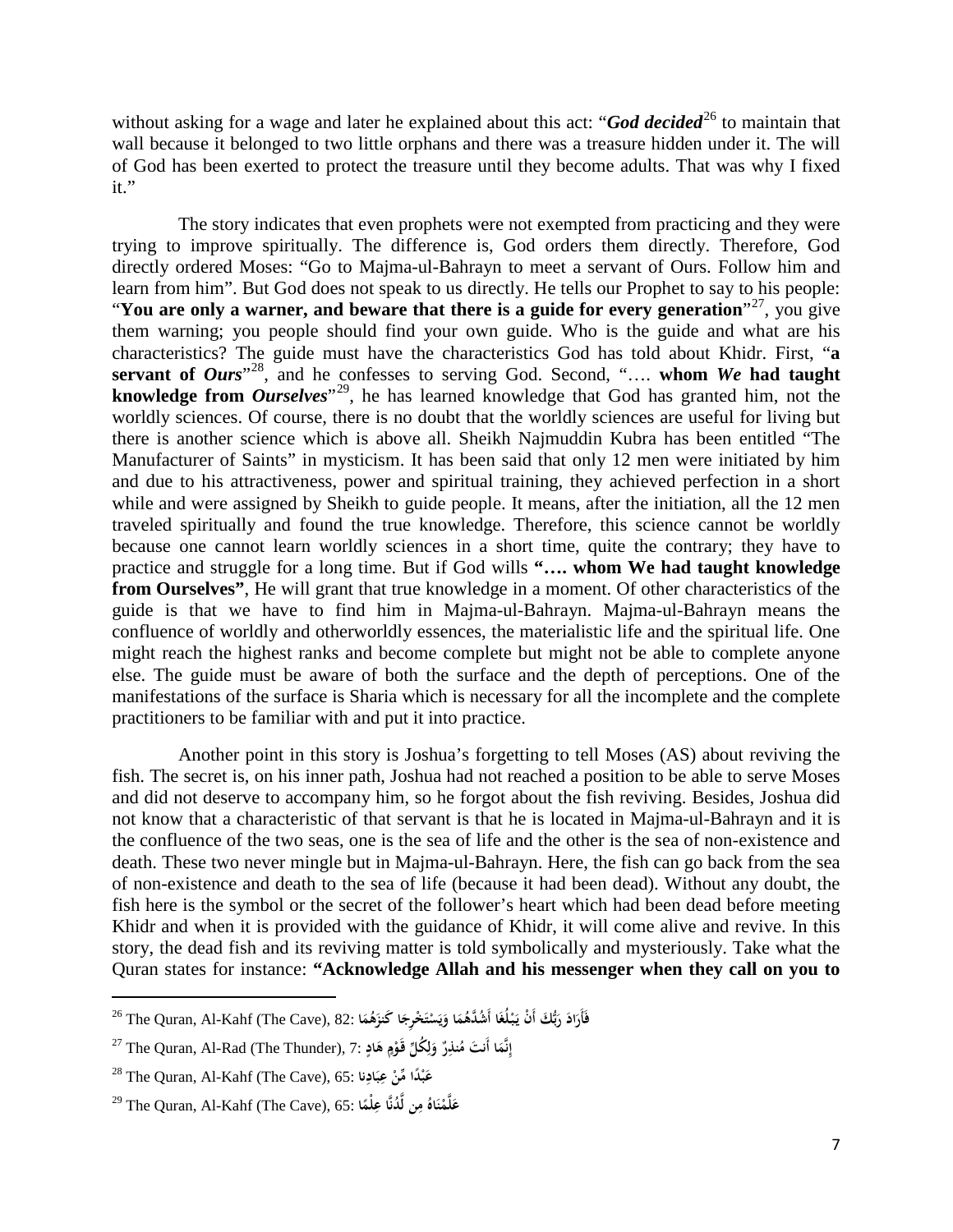without asking for a wage and later he explained about this act: "***God decided***[26] to maintain that wall because it belonged to two little orphans and there was a treasure hidden under it. The will of God has been exerted to protect the treasure until they become adults. That was why I fixed it."

The story indicates that even prophets were not exempted from practicing and they were trying to improve spiritually. The difference is, God orders them directly. Therefore, God directly ordered Moses: "Go to Majma-ul-Bahrayn to meet a servant of Ours. Follow him and learn from him". But God does not speak to us directly. He tells our Prophet to say to his people: "**You are only a warner, and beware that there is a guide for every generation**"[27], you give them warning; you people should find your own guide. Who is the guide and what are his characteristics? The guide must have the characteristics God has told about Khidr. First, "**a servant of *Ours***"[28], and he confesses to serving God. Second, "…. **whom *We* had taught knowledge from *Ourselves***"[29], he has learned knowledge that God has granted him, not the worldly sciences. Of course, there is no doubt that the worldly sciences are useful for living but there is another science which is above all. Sheikh Najmuddin Kubra has been entitled "The Manufacturer of Saints" in mysticism. It has been said that only 12 men were initiated by him and due to his attractiveness, power and spiritual training, they achieved perfection in a short while and were assigned by Sheikh to guide people. It means, after the initiation, all the 12 men traveled spiritually and found the true knowledge. Therefore, this science cannot be worldly because one cannot learn worldly sciences in a short time, quite the contrary; they have to practice and struggle for a long time. But if God wills **"…. whom We had taught knowledge from Ourselves"**, He will grant that true knowledge in a moment. Of other characteristics of the guide is that we have to find him in Majma-ul-Bahrayn. Majma-ul-Bahrayn means the confluence of worldly and otherworldly essences, the materialistic life and the spiritual life. One might reach the highest ranks and become complete but might not be able to complete anyone else. The guide must be aware of both the surface and the depth of perceptions. One of the manifestations of the surface is Sharia which is necessary for all the incomplete and the complete practitioners to be familiar with and put it into practice.

Another point in this story is Joshua's forgetting to tell Moses (AS) about reviving the fish. The secret is, on his inner path, Joshua had not reached a position to be able to serve Moses and did not deserve to accompany him, so he forgot about the fish reviving. Besides, Joshua did not know that a characteristic of that servant is that he is located in Majma-ul-Bahrayn and it is the confluence of the two seas, one is the sea of life and the other is the sea of non-existence and death. These two never mingle but in Majma-ul-Bahrayn. Here, the fish can go back from the sea of non-existence and death to the sea of life (because it had been dead). Without any doubt, the fish here is the symbol or the secret of the follower's heart which had been dead before meeting Khidr and when it is provided with the guidance of Khidr, it will come alive and revive. In this story, the dead fish and its reviving matter is told symbolically and mysteriously. Take what the Quran states for instance: **"Acknowledge Allah and his messenger when they call on you to**

---

[26] The Quran, Al-Kahf (The Cave), 82: **فَأَرَادَ رَبُّكَ أَنْ يَبْلُغَا أَشُدَّهُمَا وَيَسْتَخْرِجَا كَنزَهُمَا**

[27] The Quran, Al-Rad (The Thunder), 7: **إِنَّمَا أَنتَ مُنذِرٌ وَلِكُلِّ قَوْمٍ هَادٍ**

[28] The Quran, Al-Kahf (The Cave), 65: **عَبْدًا مِّنْ عِبَادِنَا**

[29] The Quran, Al-Kahf (The Cave), 65: **عَلَّمْنَاهُ مِن لَّدُنَّا عِلْمًا**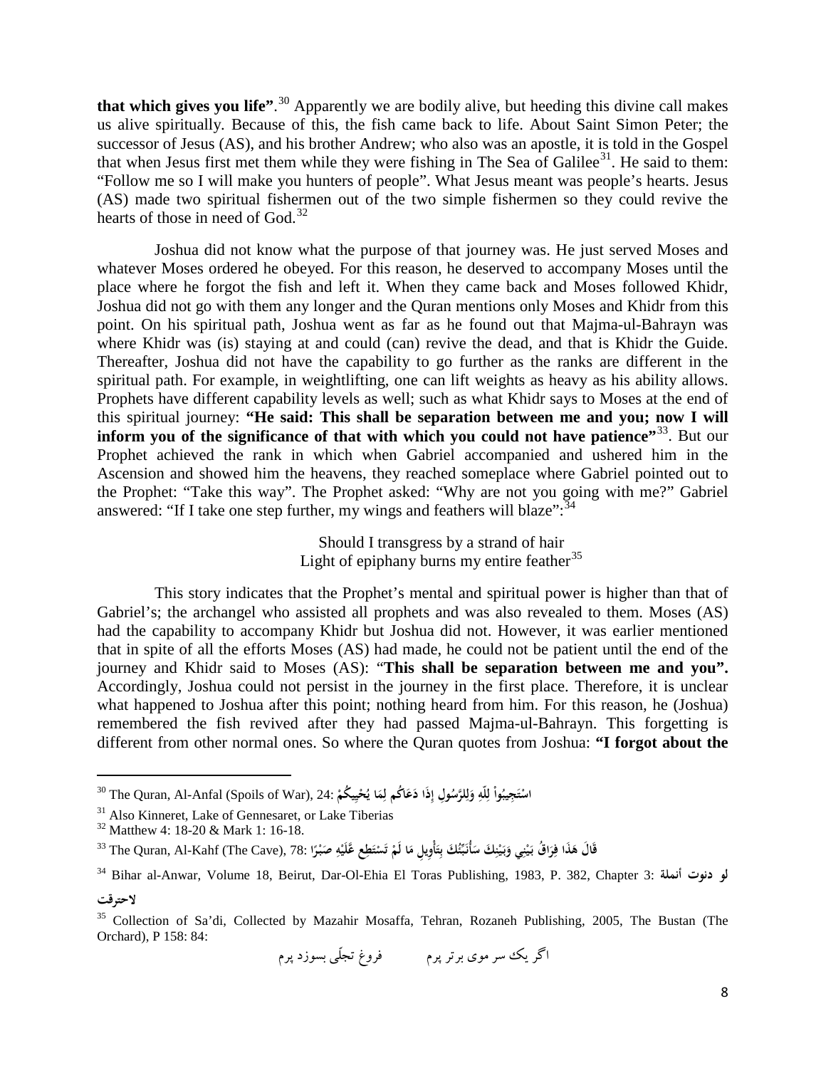**that which gives you life"**.[30] Apparently we are bodily alive, but heeding this divine call makes us alive spiritually. Because of this, the fish came back to life. About Saint Simon Peter; the successor of Jesus (AS), and his brother Andrew; who also was an apostle, it is told in the Gospel that when Jesus first met them while they were fishing in The Sea of Galilee[31]. He said to them: "Follow me so I will make you hunters of people". What Jesus meant was people's hearts. Jesus (AS) made two spiritual fishermen out of the two simple fishermen so they could revive the hearts of those in need of God.[32]

Joshua did not know what the purpose of that journey was. He just served Moses and whatever Moses ordered he obeyed. For this reason, he deserved to accompany Moses until the place where he forgot the fish and left it. When they came back and Moses followed Khidr, Joshua did not go with them any longer and the Quran mentions only Moses and Khidr from this point. On his spiritual path, Joshua went as far as he found out that Majma-ul-Bahrayn was where Khidr was (is) staying at and could (can) revive the dead, and that is Khidr the Guide. Thereafter, Joshua did not have the capability to go further as the ranks are different in the spiritual path. For example, in weightlifting, one can lift weights as heavy as his ability allows. Prophets have different capability levels as well; such as what Khidr says to Moses at the end of this spiritual journey: **"He said: This shall be separation between me and you; now I will inform you of the significance of that with which you could not have patience"**[33]. But our Prophet achieved the rank in which when Gabriel accompanied and ushered him in the Ascension and showed him the heavens, they reached someplace where Gabriel pointed out to the Prophet: "Take this way". The Prophet asked: "Why are not you going with me?" Gabriel answered: "If I take one step further, my wings and feathers will blaze":[34]

Should I transgress by a strand of hair
Light of epiphany burns my entire feather[35]

This story indicates that the Prophet's mental and spiritual power is higher than that of Gabriel's; the archangel who assisted all prophets and was also revealed to them. Moses (AS) had the capability to accompany Khidr but Joshua did not. However, it was earlier mentioned that in spite of all the efforts Moses (AS) had made, he could not be patient until the end of the journey and Khidr said to Moses (AS): "**This shall be separation between me and you".** Accordingly, Joshua could not persist in the journey in the first place. Therefore, it is unclear what happened to Joshua after this point; nothing heard from him. For this reason, he (Joshua) remembered the fish revived after they had passed Majma-ul-Bahrayn. This forgetting is different from other normal ones. So where the Quran quotes from Joshua: **"I forgot about the**

---

[30] The Quran, Al-Anfal (Spoils of War), 24: **اسْتَجِيبُواْ لِلّهِ وَلِلرَّسُولِ إِذَا دَعَاكُم لِمَا يُحْيِيكُمْ**

[31] Also Kinneret, Lake of Gennesaret, or Lake Tiberias

[32] Matthew 4: 18-20 & Mark 1: 16-18.

[33] The Quran, Al-Kahf (The Cave), 78: **قَالَ هَذَا فِرَاقُ بَيْنِي وَبَيْنِكَ سَأُنَبِّئُكَ بِتَأْوِيلِ مَا لَمْ تَسْتَطِع عَّلَيْهِ صَبْرًا**

[34] Bihar al-Anwar, Volume 18, Beirut, Dar-Ol-Ehia El Toras Publishing, 1983, P. 382, Chapter 3: **لو دنوت أنملة لاحترقت**

[35] Collection of Sa'di, Collected by Mazahir Mosaffa, Tehran, Rozaneh Publishing, 2005, The Bustan (The Orchard), P 158: 84:

اگر یک سر موی برتر پرم فروغ تجلّی بسوزد پرم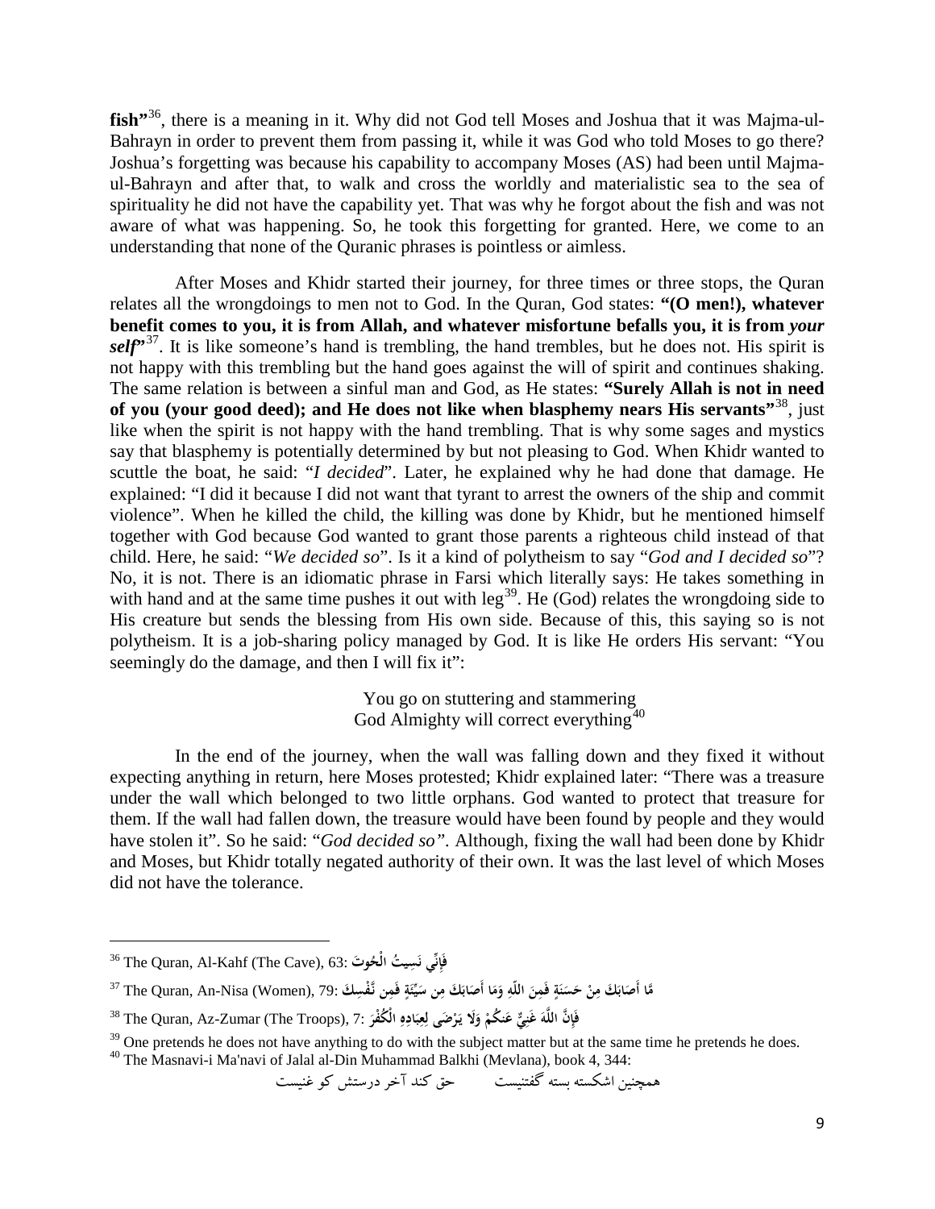**fish"**[36], there is a meaning in it. Why did not God tell Moses and Joshua that it was Majma-ul-Bahrayn in order to prevent them from passing it, while it was God who told Moses to go there? Joshua's forgetting was because his capability to accompany Moses (AS) had been until Majma-ul-Bahrayn and after that, to walk and cross the worldly and materialistic sea to the sea of spirituality he did not have the capability yet. That was why he forgot about the fish and was not aware of what was happening. So, he took this forgetting for granted. Here, we come to an understanding that none of the Quranic phrases is pointless or aimless.

After Moses and Khidr started their journey, for three times or three stops, the Quran relates all the wrongdoings to men not to God. In the Quran, God states: **"(O men!), whatever benefit comes to you, it is from Allah, and whatever misfortune befalls you, it is from *your self*"**[37]. It is like someone's hand is trembling, the hand trembles, but he does not. His spirit is not happy with this trembling but the hand goes against the will of spirit and continues shaking. The same relation is between a sinful man and God, as He states: **"Surely Allah is not in need of you (your good deed); and He does not like when blasphemy nears His servants"**[38], just like when the spirit is not happy with the hand trembling. That is why some sages and mystics say that blasphemy is potentially determined by but not pleasing to God. When Khidr wanted to scuttle the boat, he said: "*I decided*". Later, he explained why he had done that damage. He explained: "I did it because I did not want that tyrant to arrest the owners of the ship and commit violence". When he killed the child, the killing was done by Khidr, but he mentioned himself together with God because God wanted to grant those parents a righteous child instead of that child. Here, he said: "*We decided so*". Is it a kind of polytheism to say "*God and I decided so*"? No, it is not. There is an idiomatic phrase in Farsi which literally says: He takes something in with hand and at the same time pushes it out with leg[39]. He (God) relates the wrongdoing side to His creature but sends the blessing from His own side. Because of this, this saying so is not polytheism. It is a job-sharing policy managed by God. It is like He orders His servant: "You seemingly do the damage, and then I will fix it":

> You go on stuttering and stammering
> God Almighty will correct everything[40]

In the end of the journey, when the wall was falling down and they fixed it without expecting anything in return, here Moses protested; Khidr explained later: "There was a treasure under the wall which belonged to two little orphans. God wanted to protect that treasure for them. If the wall had fallen down, the treasure would have been found by people and they would have stolen it". So he said: "*God decided so"*. Although, fixing the wall had been done by Khidr and Moses, but Khidr totally negated authority of their own. It was the last level of which Moses did not have the tolerance.

---

[36] The Quran, Al-Kahf (The Cave), 63: **فَإِنِّي نَسِيتُ الْحُوتَ**

[37] The Quran, An-Nisa (Women), 79: **مَّا أَصَابَكَ مِنْ حَسَنَةٍ فَمِنَ اللّهِ وَمَا أَصَابَكَ مِن سَيِّئَةٍ فَمِن نَّفْسِكَ**

[38] The Quran, Az-Zumar (The Troops), 7: **فَإِنَّ اللَّهَ غَنِيٌّ عَنكُمْ وَلَا يَرْضَى لِعِبَادِهِ الْكُفْرَ**

[39] One pretends he does not have anything to do with the subject matter but at the same time he pretends he does.

[40] The Masnavi-i Ma'navi of Jalal al-Din Muhammad Balkhi (Mevlana), book 4, 344:

همچنین اشکسته بسته گفتنیست　　　حق کند آخر درستش کو غنیست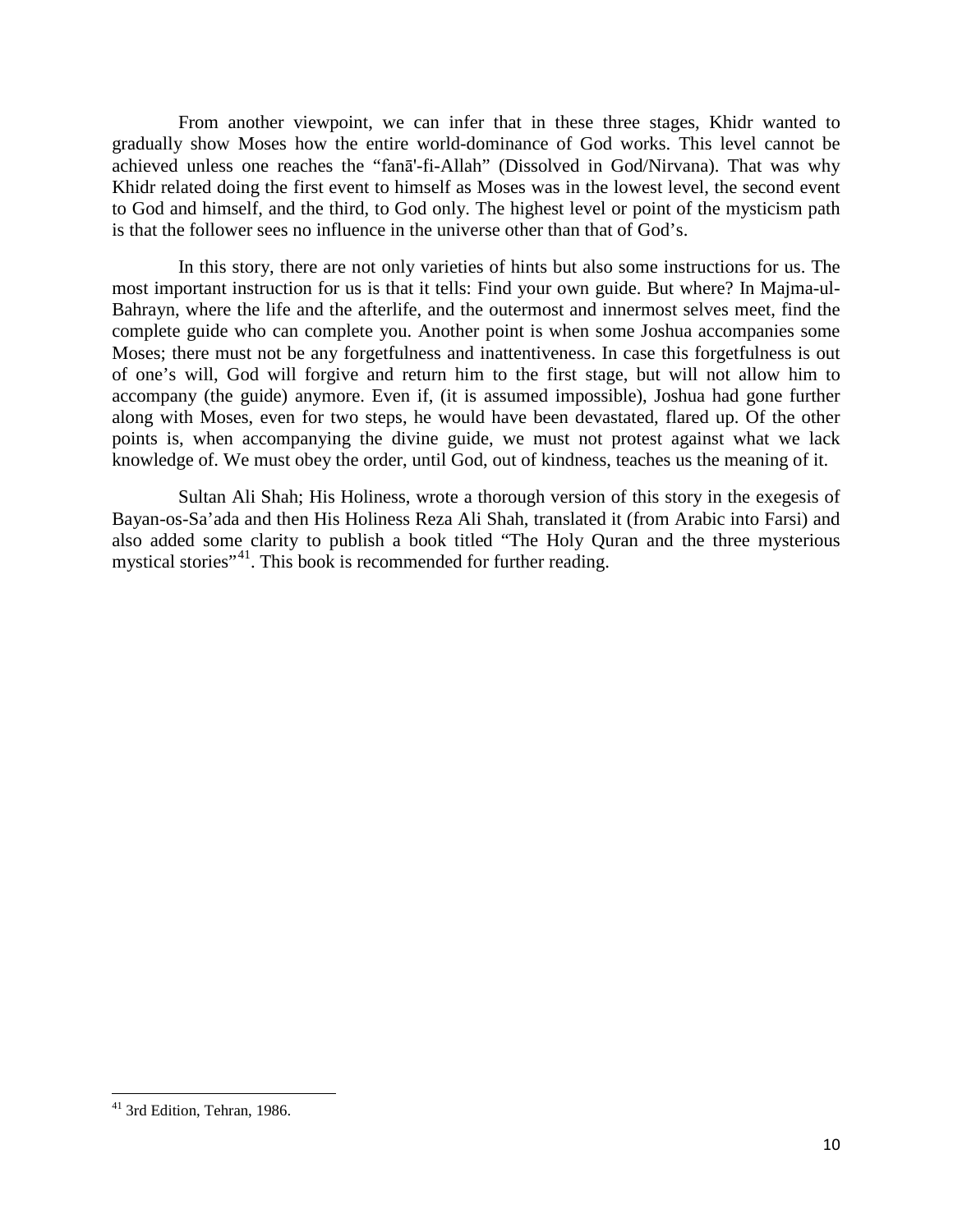From another viewpoint, we can infer that in these three stages, Khidr wanted to gradually show Moses how the entire world-dominance of God works. This level cannot be achieved unless one reaches the "fanā'-fi-Allah" (Dissolved in God/Nirvana). That was why Khidr related doing the first event to himself as Moses was in the lowest level, the second event to God and himself, and the third, to God only. The highest level or point of the mysticism path is that the follower sees no influence in the universe other than that of God's.

In this story, there are not only varieties of hints but also some instructions for us. The most important instruction for us is that it tells: Find your own guide. But where? In Majma-ul-Bahrayn, where the life and the afterlife, and the outermost and innermost selves meet, find the complete guide who can complete you. Another point is when some Joshua accompanies some Moses; there must not be any forgetfulness and inattentiveness. In case this forgetfulness is out of one's will, God will forgive and return him to the first stage, but will not allow him to accompany (the guide) anymore. Even if, (it is assumed impossible), Joshua had gone further along with Moses, even for two steps, he would have been devastated, flared up. Of the other points is, when accompanying the divine guide, we must not protest against what we lack knowledge of. We must obey the order, until God, out of kindness, teaches us the meaning of it.

Sultan Ali Shah; His Holiness, wrote a thorough version of this story in the exegesis of Bayan-os-Sa'ada and then His Holiness Reza Ali Shah, translated it (from Arabic into Farsi) and also added some clarity to publish a book titled "The Holy Quran and the three mysterious mystical stories"[41]. This book is recommended for further reading.

---

[41] 3rd Edition, Tehran, 1986.